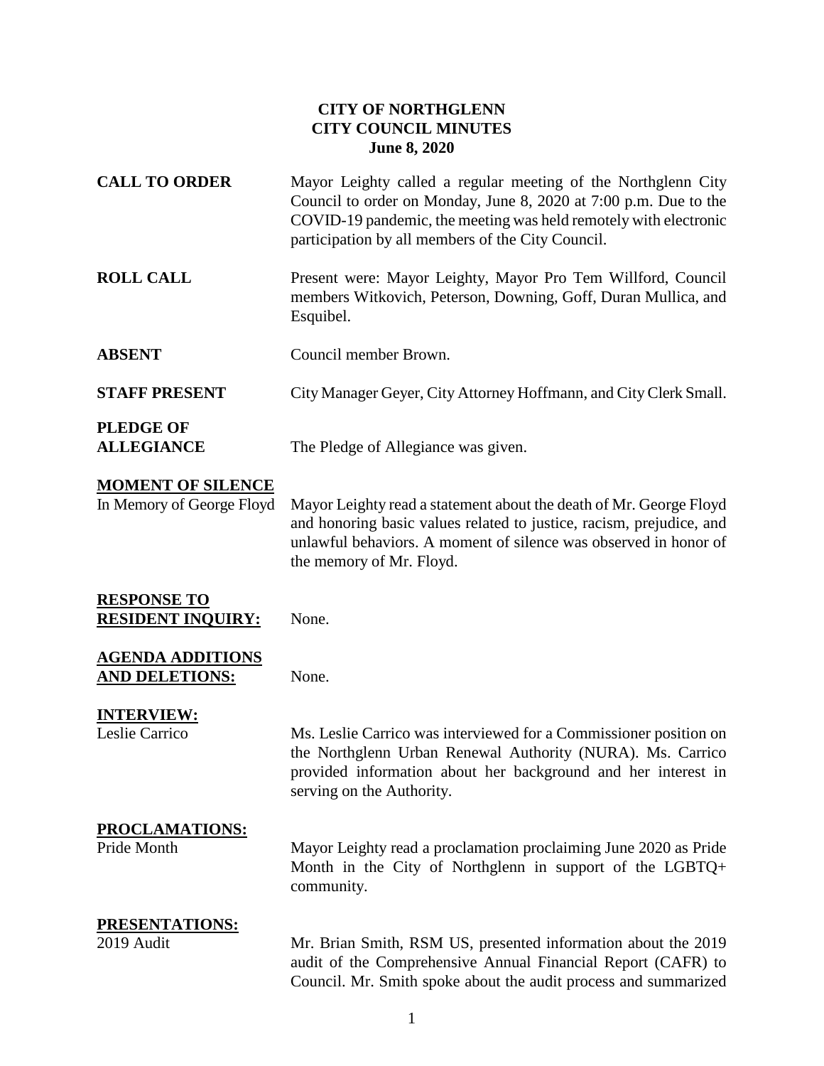**CITY OF NORTHGLENN**
**CITY COUNCIL MINUTES**
**June 8, 2020**

**CALL TO ORDER** Mayor Leighty called a regular meeting of the Northglenn City Council to order on Monday, June 8, 2020 at 7:00 p.m. Due to the COVID-19 pandemic, the meeting was held remotely with electronic participation by all members of the City Council.

**ROLL CALL** Present were: Mayor Leighty, Mayor Pro Tem Willford, Council members Witkovich, Peterson, Downing, Goff, Duran Mullica, and Esquibel.

**ABSENT** Council member Brown.

**STAFF PRESENT** City Manager Geyer, City Attorney Hoffmann, and City Clerk Small.

**PLEDGE OF ALLEGIANCE** The Pledge of Allegiance was given.

**MOMENT OF SILENCE**

In Memory of George Floyd Mayor Leighty read a statement about the death of Mr. George Floyd and honoring basic values related to justice, racism, prejudice, and unlawful behaviors. A moment of silence was observed in honor of the memory of Mr. Floyd.

**RESPONSE TO RESIDENT INQUIRY:** None.

**AGENDA ADDITIONS AND DELETIONS:** None.

**INTERVIEW:**

Leslie Carrico Ms. Leslie Carrico was interviewed for a Commissioner position on the Northglenn Urban Renewal Authority (NURA). Ms. Carrico provided information about her background and her interest in serving on the Authority.

**PROCLAMATIONS:**

Pride Month Mayor Leighty read a proclamation proclaiming June 2020 as Pride Month in the City of Northglenn in support of the LGBTQ+ community.

**PRESENTATIONS:**

2019 Audit Mr. Brian Smith, RSM US, presented information about the 2019 audit of the Comprehensive Annual Financial Report (CAFR) to Council. Mr. Smith spoke about the audit process and summarized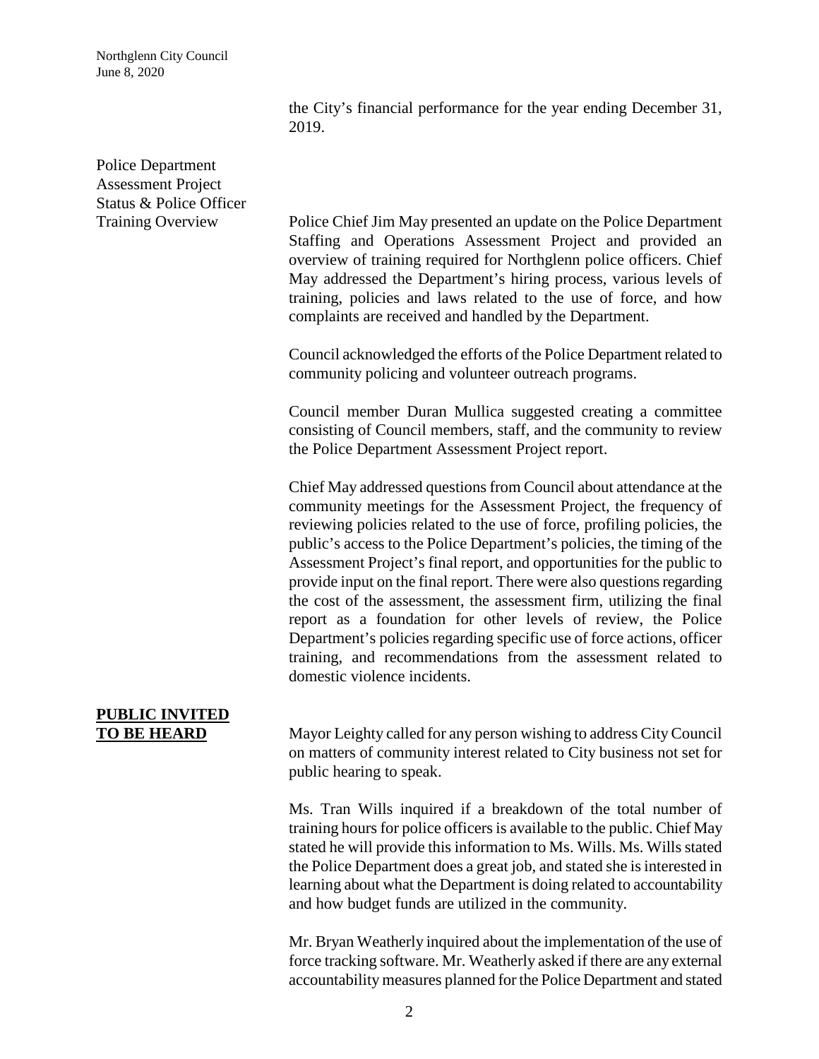the City's financial performance for the year ending December 31, 2019.

**Police Department Assessment Project Status & Police Officer Training Overview**

Police Chief Jim May presented an update on the Police Department Staffing and Operations Assessment Project and provided an overview of training required for Northglenn police officers. Chief May addressed the Department's hiring process, various levels of training, policies and laws related to the use of force, and how complaints are received and handled by the Department.

Council acknowledged the efforts of the Police Department related to community policing and volunteer outreach programs.

Council member Duran Mullica suggested creating a committee consisting of Council members, staff, and the community to review the Police Department Assessment Project report.

Chief May addressed questions from Council about attendance at the community meetings for the Assessment Project, the frequency of reviewing policies related to the use of force, profiling policies, the public's access to the Police Department's policies, the timing of the Assessment Project's final report, and opportunities for the public to provide input on the final report. There were also questions regarding the cost of the assessment, the assessment firm, utilizing the final report as a foundation for other levels of review, the Police Department's policies regarding specific use of force actions, officer training, and recommendations from the assessment related to domestic violence incidents.

## PUBLIC INVITED TO BE HEARD

Mayor Leighty called for any person wishing to address City Council on matters of community interest related to City business not set for public hearing to speak.

Ms. Tran Wills inquired if a breakdown of the total number of training hours for police officers is available to the public. Chief May stated he will provide this information to Ms. Wills. Ms. Wills stated the Police Department does a great job, and stated she is interested in learning about what the Department is doing related to accountability and how budget funds are utilized in the community.

Mr. Bryan Weatherly inquired about the implementation of the use of force tracking software. Mr. Weatherly asked if there are any external accountability measures planned for the Police Department and stated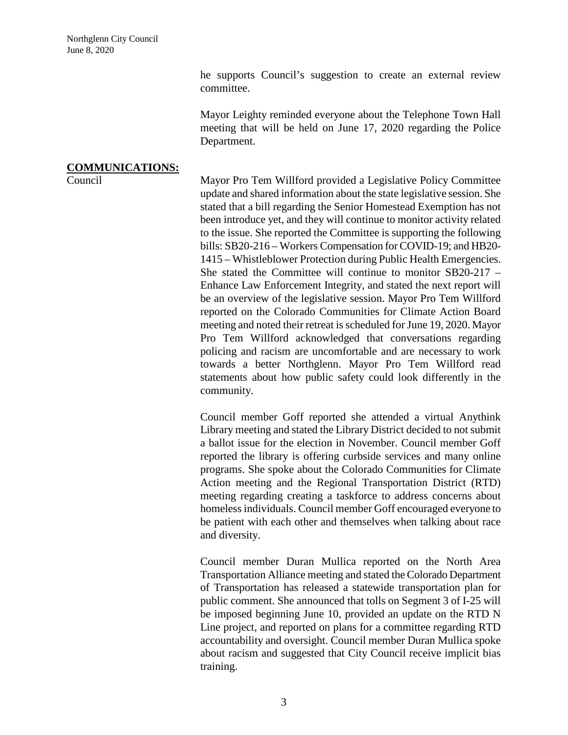he supports Council's suggestion to create an external review committee.

Mayor Leighty reminded everyone about the Telephone Town Hall meeting that will be held on June 17, 2020 regarding the Police Department.

## COMMUNICATIONS:

**Council**

Mayor Pro Tem Willford provided a Legislative Policy Committee update and shared information about the state legislative session. She stated that a bill regarding the Senior Homestead Exemption has not been introduce yet, and they will continue to monitor activity related to the issue. She reported the Committee is supporting the following bills: SB20-216 – Workers Compensation for COVID-19; and HB20-1415 – Whistleblower Protection during Public Health Emergencies. She stated the Committee will continue to monitor SB20-217 – Enhance Law Enforcement Integrity, and stated the next report will be an overview of the legislative session. Mayor Pro Tem Willford reported on the Colorado Communities for Climate Action Board meeting and noted their retreat is scheduled for June 19, 2020. Mayor Pro Tem Willford acknowledged that conversations regarding policing and racism are uncomfortable and are necessary to work towards a better Northglenn. Mayor Pro Tem Willford read statements about how public safety could look differently in the community.

Council member Goff reported she attended a virtual Anythink Library meeting and stated the Library District decided to not submit a ballot issue for the election in November. Council member Goff reported the library is offering curbside services and many online programs. She spoke about the Colorado Communities for Climate Action meeting and the Regional Transportation District (RTD) meeting regarding creating a taskforce to address concerns about homeless individuals. Council member Goff encouraged everyone to be patient with each other and themselves when talking about race and diversity.

Council member Duran Mullica reported on the North Area Transportation Alliance meeting and stated the Colorado Department of Transportation has released a statewide transportation plan for public comment. She announced that tolls on Segment 3 of I-25 will be imposed beginning June 10, provided an update on the RTD N Line project, and reported on plans for a committee regarding RTD accountability and oversight. Council member Duran Mullica spoke about racism and suggested that City Council receive implicit bias training.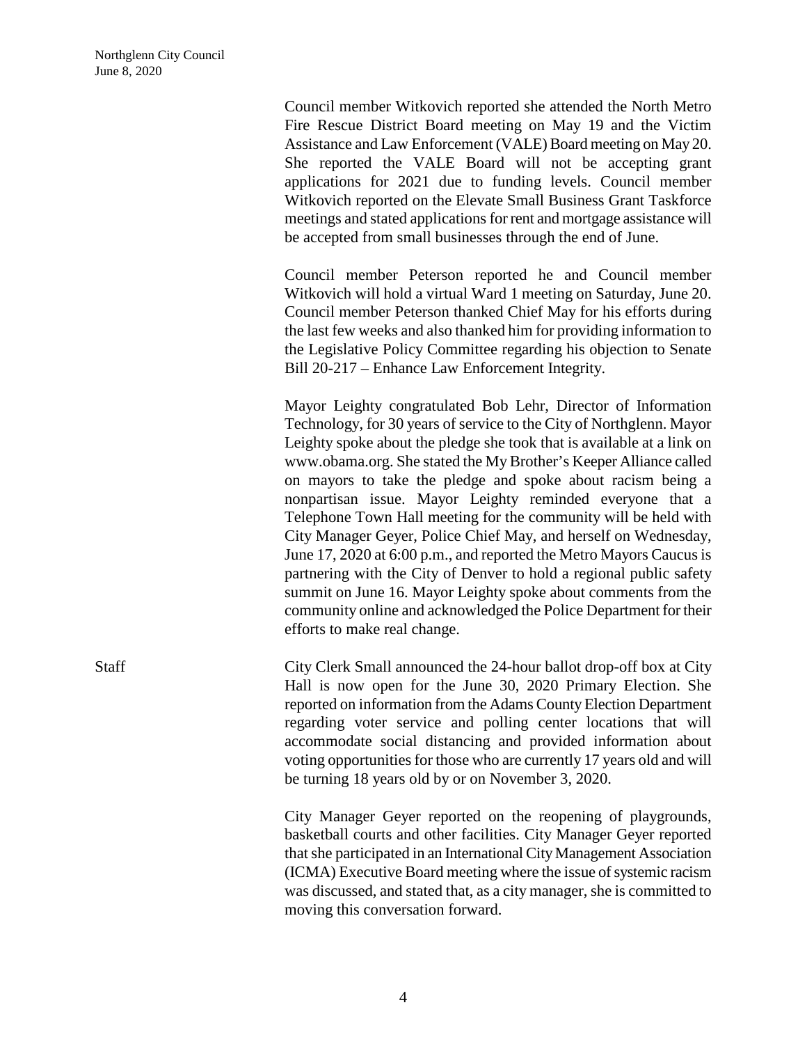Council member Witkovich reported she attended the North Metro Fire Rescue District Board meeting on May 19 and the Victim Assistance and Law Enforcement (VALE) Board meeting on May 20. She reported the VALE Board will not be accepting grant applications for 2021 due to funding levels. Council member Witkovich reported on the Elevate Small Business Grant Taskforce meetings and stated applications for rent and mortgage assistance will be accepted from small businesses through the end of June.

Council member Peterson reported he and Council member Witkovich will hold a virtual Ward 1 meeting on Saturday, June 20. Council member Peterson thanked Chief May for his efforts during the last few weeks and also thanked him for providing information to the Legislative Policy Committee regarding his objection to Senate Bill 20-217 – Enhance Law Enforcement Integrity.

Mayor Leighty congratulated Bob Lehr, Director of Information Technology, for 30 years of service to the City of Northglenn. Mayor Leighty spoke about the pledge she took that is available at a link on www.obama.org. She stated the My Brother's Keeper Alliance called on mayors to take the pledge and spoke about racism being a nonpartisan issue. Mayor Leighty reminded everyone that a Telephone Town Hall meeting for the community will be held with City Manager Geyer, Police Chief May, and herself on Wednesday, June 17, 2020 at 6:00 p.m., and reported the Metro Mayors Caucus is partnering with the City of Denver to hold a regional public safety summit on June 16. Mayor Leighty spoke about comments from the community online and acknowledged the Police Department for their efforts to make real change.

**Staff**

City Clerk Small announced the 24-hour ballot drop-off box at City Hall is now open for the June 30, 2020 Primary Election. She reported on information from the Adams County Election Department regarding voter service and polling center locations that will accommodate social distancing and provided information about voting opportunities for those who are currently 17 years old and will be turning 18 years old by or on November 3, 2020.

City Manager Geyer reported on the reopening of playgrounds, basketball courts and other facilities. City Manager Geyer reported that she participated in an International City Management Association (ICMA) Executive Board meeting where the issue of systemic racism was discussed, and stated that, as a city manager, she is committed to moving this conversation forward.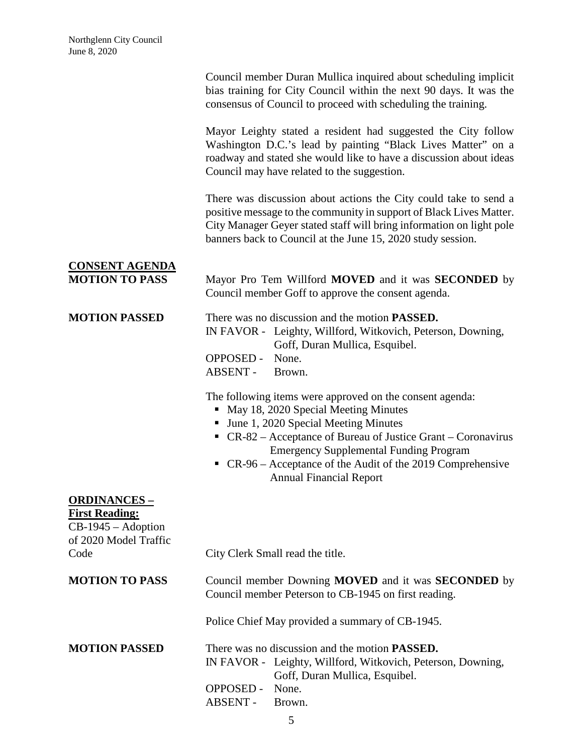Council member Duran Mullica inquired about scheduling implicit bias training for City Council within the next 90 days. It was the consensus of Council to proceed with scheduling the training.

Mayor Leighty stated a resident had suggested the City follow Washington D.C.'s lead by painting "Black Lives Matter" on a roadway and stated she would like to have a discussion about ideas Council may have related to the suggestion.

There was discussion about actions the City could take to send a positive message to the community in support of Black Lives Matter. City Manager Geyer stated staff will bring information on light pole banners back to Council at the June 15, 2020 study session.

**CONSENT AGENDA**

**MOTION TO PASS**

Mayor Pro Tem Willford **MOVED** and it was **SECONDED** by Council member Goff to approve the consent agenda.

**MOTION PASSED**

There was no discussion and the motion **PASSED.**

IN FAVOR - Leighty, Willford, Witkovich, Peterson, Downing, Goff, Duran Mullica, Esquibel.
OPPOSED - None.
ABSENT - Brown.

The following items were approved on the consent agenda:

- May 18, 2020 Special Meeting Minutes
- June 1, 2020 Special Meeting Minutes
- CR-82 – Acceptance of Bureau of Justice Grant – Coronavirus Emergency Supplemental Funding Program
- CR-96 – Acceptance of the Audit of the 2019 Comprehensive Annual Financial Report

**ORDINANCES – First Reading:**

CB-1945 – Adoption of 2020 Model Traffic Code

City Clerk Small read the title.

**MOTION TO PASS**

Council member Downing **MOVED** and it was **SECONDED** by Council member Peterson to CB-1945 on first reading.

Police Chief May provided a summary of CB-1945.

**MOTION PASSED**

There was no discussion and the motion **PASSED.**

IN FAVOR - Leighty, Willford, Witkovich, Peterson, Downing, Goff, Duran Mullica, Esquibel.
OPPOSED - None.
ABSENT - Brown.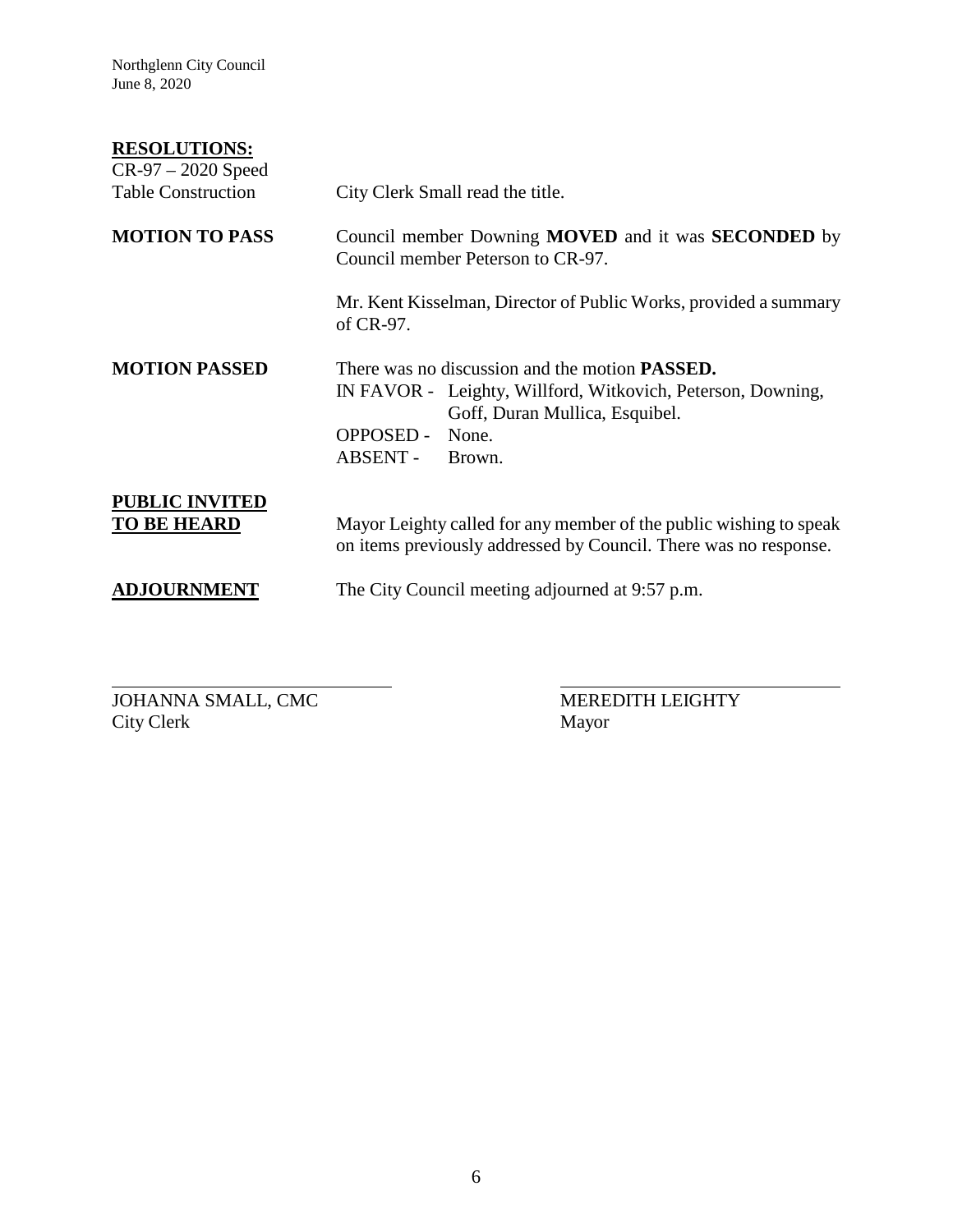**RESOLUTIONS:**

CR-97 – 2020 Speed Table Construction

City Clerk Small read the title.

**MOTION TO PASS**

Council member Downing **MOVED** and it was **SECONDED** by Council member Peterson to CR-97.

Mr. Kent Kisselman, Director of Public Works, provided a summary of CR-97.

**MOTION PASSED**

There was no discussion and the motion **PASSED.**

IN FAVOR - Leighty, Willford, Witkovich, Peterson, Downing, Goff, Duran Mullica, Esquibel.
OPPOSED - None.
ABSENT - Brown.

**PUBLIC INVITED TO BE HEARD**

Mayor Leighty called for any member of the public wishing to speak on items previously addressed by Council. There was no response.

**ADJOURNMENT**

The City Council meeting adjourned at 9:57 p.m.

JOHANNA SMALL, CMC
City Clerk

MEREDITH LEIGHTY
Mayor